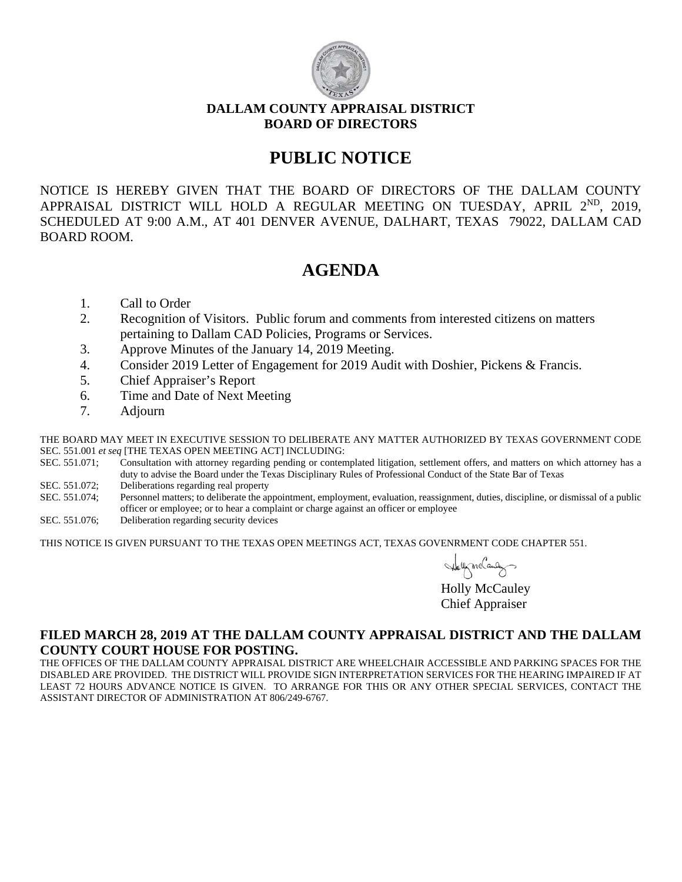**DALLAM COUNTY APPRAISAL DISTRICT**
**BOARD OF DIRECTORS**

# PUBLIC NOTICE

NOTICE IS HEREBY GIVEN THAT THE BOARD OF DIRECTORS OF THE DALLAM COUNTY APPRAISAL DISTRICT WILL HOLD A REGULAR MEETING ON TUESDAY, APRIL 2ND, 2019, SCHEDULED AT 9:00 A.M., AT 401 DENVER AVENUE, DALHART, TEXAS 79022, DALLAM CAD BOARD ROOM.

# AGENDA

1. Call to Order
2. Recognition of Visitors. Public forum and comments from interested citizens on matters pertaining to Dallam CAD Policies, Programs or Services.
3. Approve Minutes of the January 14, 2019 Meeting.
4. Consider 2019 Letter of Engagement for 2019 Audit with Doshier, Pickens & Francis.
5. Chief Appraiser's Report
6. Time and Date of Next Meeting
7. Adjourn

THE BOARD MAY MEET IN EXECUTIVE SESSION TO DELIBERATE ANY MATTER AUTHORIZED BY TEXAS GOVERNMENT CODE SEC. 551.001 *et seq* [THE TEXAS OPEN MEETING ACT] INCLUDING:

SEC. 551.071; Consultation with attorney regarding pending or contemplated litigation, settlement offers, and matters on which attorney has a duty to advise the Board under the Texas Disciplinary Rules of Professional Conduct of the State Bar of Texas

SEC. 551.072; Deliberations regarding real property

SEC. 551.074; Personnel matters; to deliberate the appointment, employment, evaluation, reassignment, duties, discipline, or dismissal of a public officer or employee; or to hear a complaint or charge against an officer or employee

SEC. 551.076; Deliberation regarding security devices

THIS NOTICE IS GIVEN PURSUANT TO THE TEXAS OPEN MEETINGS ACT, TEXAS GOVENRMENT CODE CHAPTER 551.

Holly McCauley
Chief Appraiser

**FILED MARCH 28, 2019 AT THE DALLAM COUNTY APPRAISAL DISTRICT AND THE DALLAM COUNTY COURT HOUSE FOR POSTING.**

THE OFFICES OF THE DALLAM COUNTY APPRAISAL DISTRICT ARE WHEELCHAIR ACCESSIBLE AND PARKING SPACES FOR THE DISABLED ARE PROVIDED. THE DISTRICT WILL PROVIDE SIGN INTERPRETATION SERVICES FOR THE HEARING IMPAIRED IF AT LEAST 72 HOURS ADVANCE NOTICE IS GIVEN. TO ARRANGE FOR THIS OR ANY OTHER SPECIAL SERVICES, CONTACT THE ASSISTANT DIRECTOR OF ADMINISTRATION AT 806/249-6767.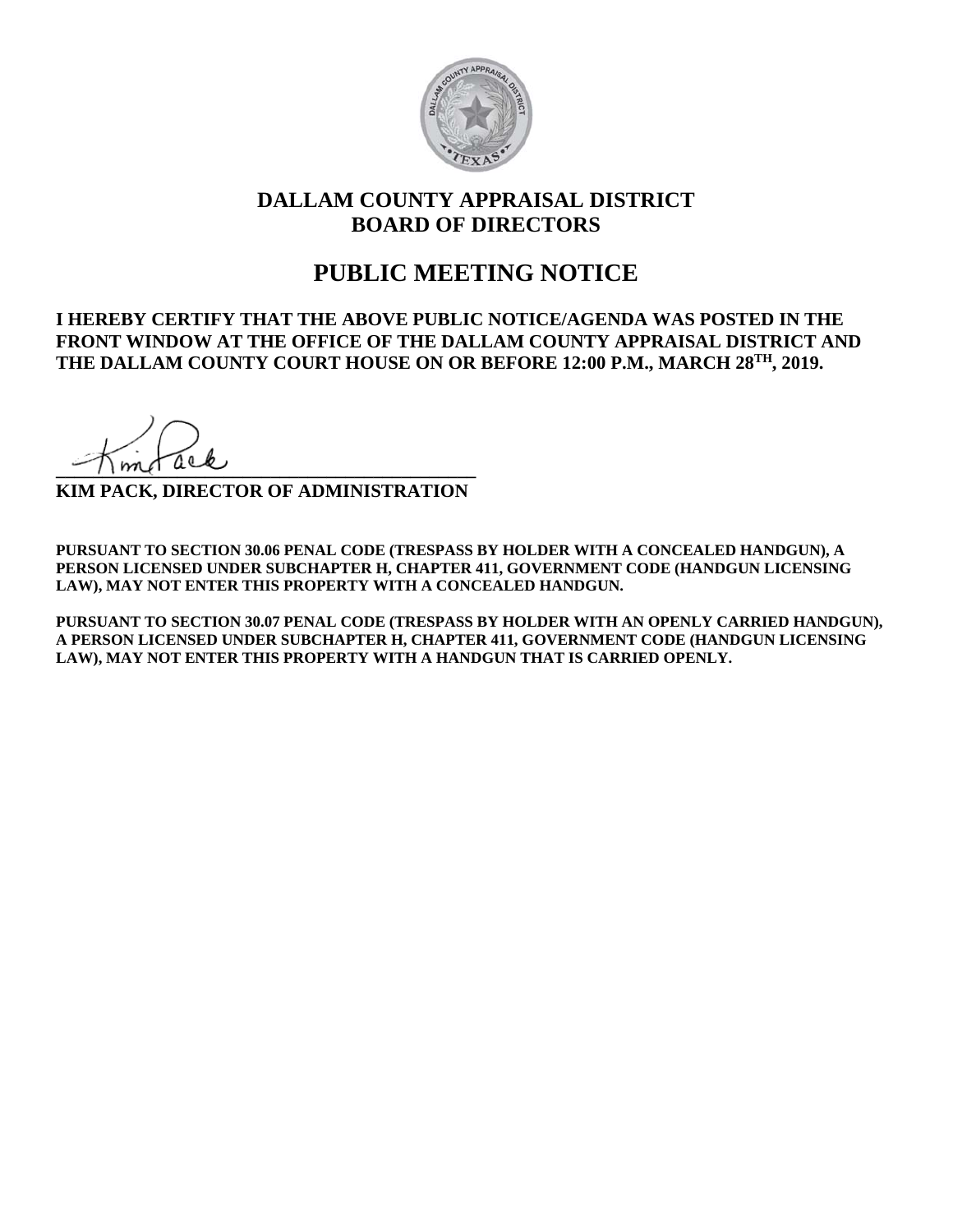## DALLAM COUNTY APPRAISAL DISTRICT
## BOARD OF DIRECTORS

# PUBLIC MEETING NOTICE

**I HEREBY CERTIFY THAT THE ABOVE PUBLIC NOTICE/AGENDA WAS POSTED IN THE FRONT WINDOW AT THE OFFICE OF THE DALLAM COUNTY APPRAISAL DISTRICT AND THE DALLAM COUNTY COURT HOUSE ON OR BEFORE 12:00 P.M., MARCH 28TH, 2019.**

**KIM PACK, DIRECTOR OF ADMINISTRATION**

**PURSUANT TO SECTION 30.06 PENAL CODE (TRESPASS BY HOLDER WITH A CONCEALED HANDGUN), A PERSON LICENSED UNDER SUBCHAPTER H, CHAPTER 411, GOVERNMENT CODE (HANDGUN LICENSING LAW), MAY NOT ENTER THIS PROPERTY WITH A CONCEALED HANDGUN.**

**PURSUANT TO SECTION 30.07 PENAL CODE (TRESPASS BY HOLDER WITH AN OPENLY CARRIED HANDGUN), A PERSON LICENSED UNDER SUBCHAPTER H, CHAPTER 411, GOVERNMENT CODE (HANDGUN LICENSING LAW), MAY NOT ENTER THIS PROPERTY WITH A HANDGUN THAT IS CARRIED OPENLY.**